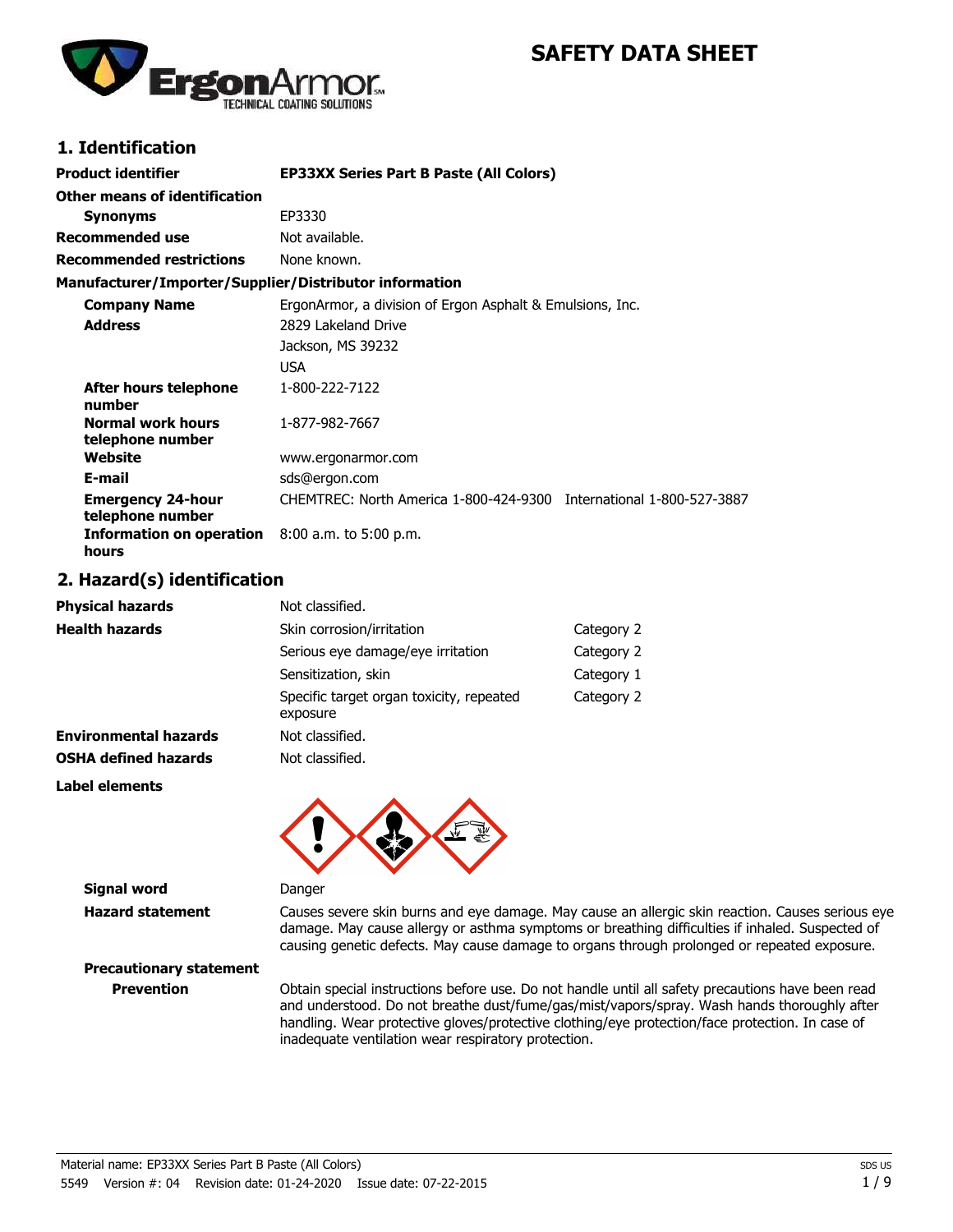# SAFETY DATA SHEET

## 1. Identification

| | |
|---|---|
| **Product identifier** | **EP33XX Series Part B Paste (All Colors)** |
| **Other means of identification** | |
| **Synonyms** | EP3330 |
| **Recommended use** | Not available. |
| **Recommended restrictions** | None known. |

**Manufacturer/Importer/Supplier/Distributor information**

| | |
|---|---|
| **Company Name** | ErgonArmor, a division of Ergon Asphalt & Emulsions, Inc. |
| **Address** | 2829 Lakeland Drive<br>Jackson, MS 39232<br>USA |
| **After hours telephone number** | 1-800-222-7122 |
| **Normal work hours telephone number** | 1-877-982-7667 |
| **Website** | www.ergonarmor.com |
| **E-mail** | sds@ergon.com |
| **Emergency 24-hour telephone number** | CHEMTREC: North America 1-800-424-9300 International 1-800-527-3887 |
| **Information on operation hours** | 8:00 a.m. to 5:00 p.m. |

## 2. Hazard(s) identification

| | | |
|---|---|---|
| **Physical hazards** | Not classified. | |
| **Health hazards** | Skin corrosion/irritation | Category 2 |
| | Serious eye damage/eye irritation | Category 2 |
| | Sensitization, skin | Category 1 |
| | Specific target organ toxicity, repeated exposure | Category 2 |
| **Environmental hazards** | Not classified. | |
| **OSHA defined hazards** | Not classified. | |

**Label elements**

**Signal word** Danger

**Hazard statement** Causes severe skin burns and eye damage. May cause an allergic skin reaction. Causes serious eye damage. May cause allergy or asthma symptoms or breathing difficulties if inhaled. Suspected of causing genetic defects. May cause damage to organs through prolonged or repeated exposure.

**Precautionary statement**

**Prevention** Obtain special instructions before use. Do not handle until all safety precautions have been read and understood. Do not breathe dust/fume/gas/mist/vapors/spray. Wash hands thoroughly after handling. Wear protective gloves/protective clothing/eye protection/face protection. In case of inadequate ventilation wear respiratory protection.

Material name: EP33XX Series Part B Paste (All Colors)
5549 Version #: 04 Revision date: 01-24-2020 Issue date: 07-22-2015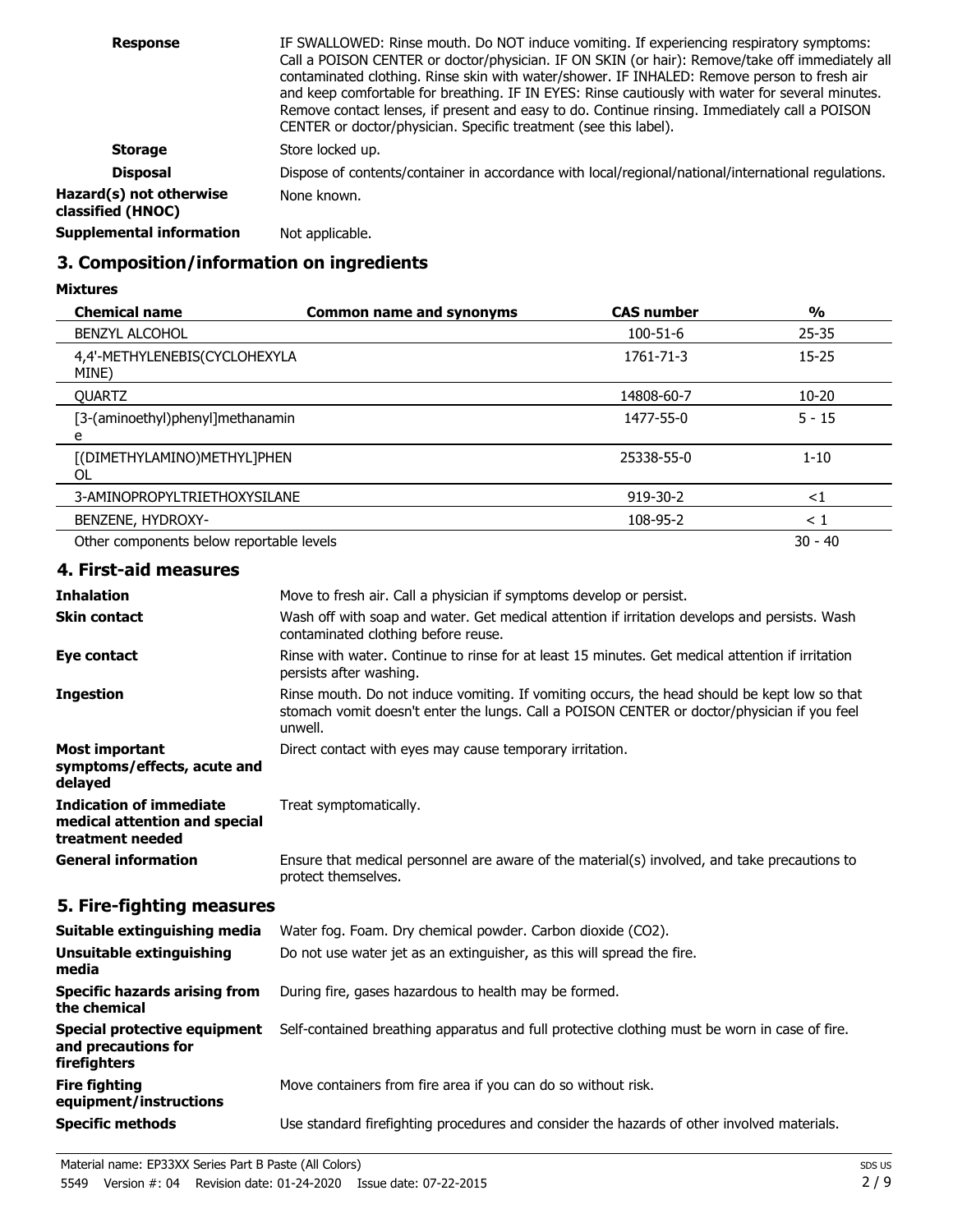| | |
|---|---|
| **Response** | IF SWALLOWED: Rinse mouth. Do NOT induce vomiting. If experiencing respiratory symptoms: Call a POISON CENTER or doctor/physician. IF ON SKIN (or hair): Remove/take off immediately all contaminated clothing. Rinse skin with water/shower. IF INHALED: Remove person to fresh air and keep comfortable for breathing. IF IN EYES: Rinse cautiously with water for several minutes. Remove contact lenses, if present and easy to do. Continue rinsing. Immediately call a POISON CENTER or doctor/physician. Specific treatment (see this label). |
| **Storage** | Store locked up. |
| **Disposal** | Dispose of contents/container in accordance with local/regional/national/international regulations. |
| **Hazard(s) not otherwise classified (HNOC)** | None known. |
| **Supplemental information** | Not applicable. |

## 3. Composition/information on ingredients

**Mixtures**

| Chemical name | Common name and synonyms | CAS number | % |
|---|---|---|---|
| BENZYL ALCOHOL | | 100-51-6 | 25-35 |
| 4,4'-METHYLENEBIS(CYCLOHEXYLAMINE) | | 1761-71-3 | 15-25 |
| QUARTZ | | 14808-60-7 | 10-20 |
| [3-(aminoethyl)phenyl]methanamine | | 1477-55-0 | 5 - 15 |
| [(DIMETHYLAMINO)METHYL]PHENOL | | 25338-55-0 | 1-10 |
| 3-AMINOPROPYLTRIETHOXYSILANE | | 919-30-2 | <1 |
| BENZENE, HYDROXY- | | 108-95-2 | < 1 |
| Other components below reportable levels | | | 30 - 40 |

## 4. First-aid measures

| | |
|---|---|
| **Inhalation** | Move to fresh air. Call a physician if symptoms develop or persist. |
| **Skin contact** | Wash off with soap and water. Get medical attention if irritation develops and persists. Wash contaminated clothing before reuse. |
| **Eye contact** | Rinse with water. Continue to rinse for at least 15 minutes. Get medical attention if irritation persists after washing. |
| **Ingestion** | Rinse mouth. Do not induce vomiting. If vomiting occurs, the head should be kept low so that stomach vomit doesn't enter the lungs. Call a POISON CENTER or doctor/physician if you feel unwell. |
| **Most important symptoms/effects, acute and delayed** | Direct contact with eyes may cause temporary irritation. |
| **Indication of immediate medical attention and special treatment needed** | Treat symptomatically. |
| **General information** | Ensure that medical personnel are aware of the material(s) involved, and take precautions to protect themselves. |

## 5. Fire-fighting measures

| | |
|---|---|
| **Suitable extinguishing media** | Water fog. Foam. Dry chemical powder. Carbon dioxide ($CO_2$). |
| **Unsuitable extinguishing media** | Do not use water jet as an extinguisher, as this will spread the fire. |
| **Specific hazards arising from the chemical** | During fire, gases hazardous to health may be formed. |
| **Special protective equipment and precautions for firefighters** | Self-contained breathing apparatus and full protective clothing must be worn in case of fire. |
| **Fire fighting equipment/instructions** | Move containers from fire area if you can do so without risk. |
| **Specific methods** | Use standard firefighting procedures and consider the hazards of other involved materials. |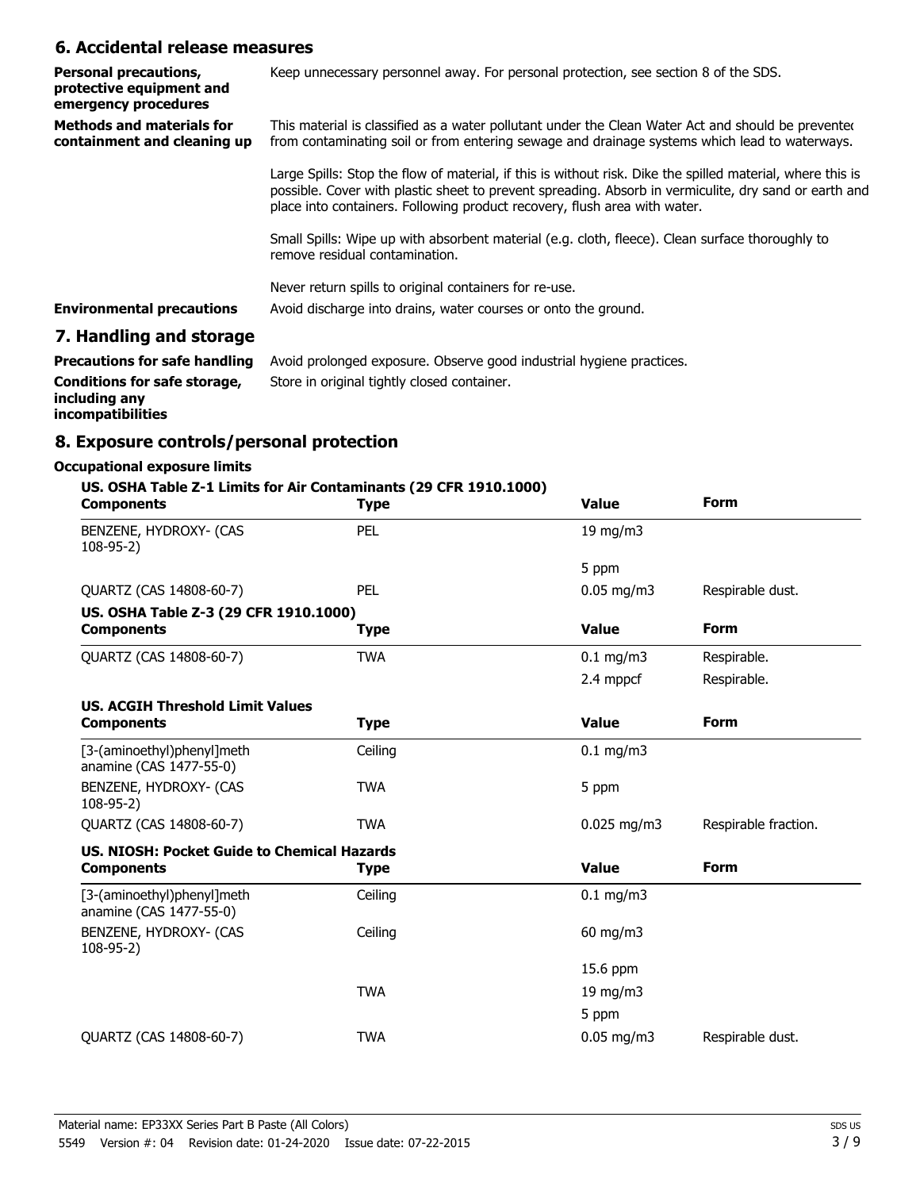## 6. Accidental release measures

**Personal precautions, protective equipment and emergency procedures**
Keep unnecessary personnel away. For personal protection, see section 8 of the SDS.

**Methods and materials for containment and cleaning up**
This material is classified as a water pollutant under the Clean Water Act and should be prevented from contaminating soil or from entering sewage and drainage systems which lead to waterways.

Large Spills: Stop the flow of material, if this is without risk. Dike the spilled material, where this is possible. Cover with plastic sheet to prevent spreading. Absorb in vermiculite, dry sand or earth and place into containers. Following product recovery, flush area with water.

Small Spills: Wipe up with absorbent material (e.g. cloth, fleece). Clean surface thoroughly to remove residual contamination.

Never return spills to original containers for re-use.

**Environmental precautions**
Avoid discharge into drains, water courses or onto the ground.

## 7. Handling and storage

**Precautions for safe handling**
Avoid prolonged exposure. Observe good industrial hygiene practices.

**Conditions for safe storage, including any incompatibilities**
Store in original tightly closed container.

## 8. Exposure controls/personal protection

### Occupational exposure limits

**US. OSHA Table Z-1 Limits for Air Contaminants (29 CFR 1910.1000)**

| Components | Type | Value | Form |
|---|---|---|---|
| BENZENE, HYDROXY- (CAS 108-95-2) | PEL | 19 mg/m3 | |
| | | 5 ppm | |
| QUARTZ (CAS 14808-60-7) | PEL | 0.05 mg/m3 | Respirable dust. |

**US. OSHA Table Z-3 (29 CFR 1910.1000)**

| Components | Type | Value | Form |
|---|---|---|---|
| QUARTZ (CAS 14808-60-7) | TWA | 0.1 mg/m3 | Respirable. |
| | | 2.4 mppcf | Respirable. |

**US. ACGIH Threshold Limit Values**

| Components | Type | Value | Form |
|---|---|---|---|
| [3-(aminoethyl)phenyl]methanamine (CAS 1477-55-0) | Ceiling | 0.1 mg/m3 | |
| BENZENE, HYDROXY- (CAS 108-95-2) | TWA | 5 ppm | |
| QUARTZ (CAS 14808-60-7) | TWA | 0.025 mg/m3 | Respirable fraction. |

**US. NIOSH: Pocket Guide to Chemical Hazards**

| Components | Type | Value | Form |
|---|---|---|---|
| [3-(aminoethyl)phenyl]methanamine (CAS 1477-55-0) | Ceiling | 0.1 mg/m3 | |
| BENZENE, HYDROXY- (CAS 108-95-2) | Ceiling | 60 mg/m3 | |
| | | 15.6 ppm | |
| | TWA | 19 mg/m3 | |
| | | 5 ppm | |
| QUARTZ (CAS 14808-60-7) | TWA | 0.05 mg/m3 | Respirable dust. |

Material name: EP33XX Series Part B Paste (All Colors)
5549 Version #: 04 Revision date: 01-24-2020 Issue date: 07-22-2015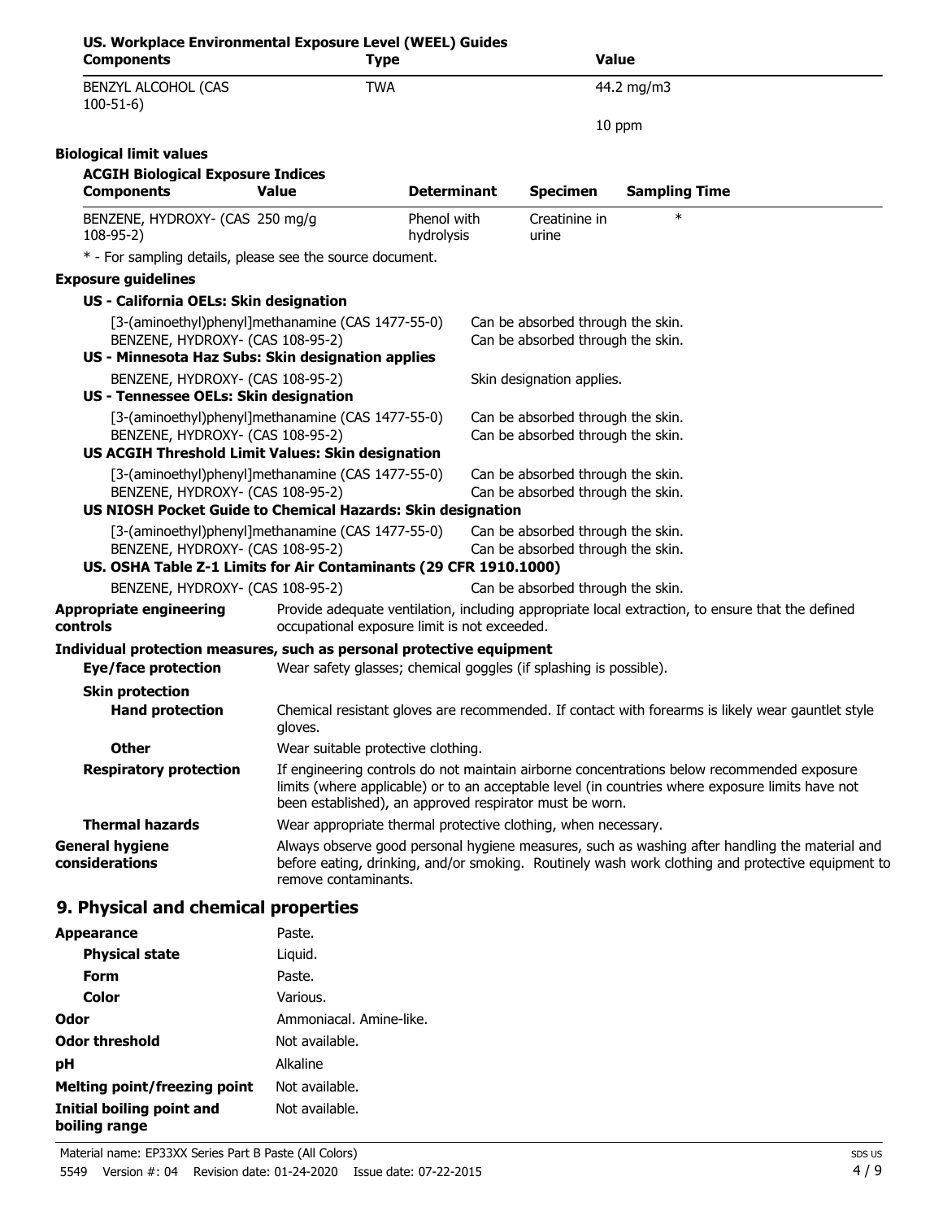**US. Workplace Environmental Exposure Level (WEEL) Guides**

| Components | Type | Value |
|---|---|---|
| BENZYL ALCOHOL (CAS 100-51-6) | TWA | 44.2 mg/m3 |
| | | 10 ppm |

**Biological limit values**

**ACGIH Biological Exposure Indices**

| Components | Value | Determinant | Specimen | Sampling Time |
|---|---|---|---|---|
| BENZENE, HYDROXY- (CAS 108-95-2) | 250 mg/g | Phenol with hydrolysis | Creatinine in urine | * |

\* - For sampling details, please see the source document.

**Exposure guidelines**

**US - California OELs: Skin designation**

| | |
|---|---|
| [3-(aminoethyl)phenyl]methanamine (CAS 1477-55-0) | Can be absorbed through the skin. |
| BENZENE, HYDROXY- (CAS 108-95-2) | Can be absorbed through the skin. |

**US - Minnesota Haz Subs: Skin designation applies**

| | |
|---|---|
| BENZENE, HYDROXY- (CAS 108-95-2) | Skin designation applies. |

**US - Tennessee OELs: Skin designation**

| | |
|---|---|
| [3-(aminoethyl)phenyl]methanamine (CAS 1477-55-0) | Can be absorbed through the skin. |
| BENZENE, HYDROXY- (CAS 108-95-2) | Can be absorbed through the skin. |

**US ACGIH Threshold Limit Values: Skin designation**

| | |
|---|---|
| [3-(aminoethyl)phenyl]methanamine (CAS 1477-55-0) | Can be absorbed through the skin. |
| BENZENE, HYDROXY- (CAS 108-95-2) | Can be absorbed through the skin. |

**US NIOSH Pocket Guide to Chemical Hazards: Skin designation**

| | |
|---|---|
| [3-(aminoethyl)phenyl]methanamine (CAS 1477-55-0) | Can be absorbed through the skin. |
| BENZENE, HYDROXY- (CAS 108-95-2) | Can be absorbed through the skin. |

**US. OSHA Table Z-1 Limits for Air Contaminants (29 CFR 1910.1000)**

| | |
|---|---|
| BENZENE, HYDROXY- (CAS 108-95-2) | Can be absorbed through the skin. |

**Appropriate engineering controls**: Provide adequate ventilation, including appropriate local extraction, to ensure that the defined occupational exposure limit is not exceeded.

**Individual protection measures, such as personal protective equipment**

**Eye/face protection**: Wear safety glasses; chemical goggles (if splashing is possible).

**Skin protection**

**Hand protection**: Chemical resistant gloves are recommended. If contact with forearms is likely wear gauntlet style gloves.

**Other**: Wear suitable protective clothing.

**Respiratory protection**: If engineering controls do not maintain airborne concentrations below recommended exposure limits (where applicable) or to an acceptable level (in countries where exposure limits have not been established), an approved respirator must be worn.

**Thermal hazards**: Wear appropriate thermal protective clothing, when necessary.

**General hygiene considerations**: Always observe good personal hygiene measures, such as washing after handling the material and before eating, drinking, and/or smoking. Routinely wash work clothing and protective equipment to remove contaminants.

## 9. Physical and chemical properties

| | |
|---|---|
| **Appearance** | Paste. |
| **Physical state** | Liquid. |
| **Form** | Paste. |
| **Color** | Various. |
| **Odor** | Ammoniacal. Amine-like. |
| **Odor threshold** | Not available. |
| **pH** | Alkaline |
| **Melting point/freezing point** | Not available. |
| **Initial boiling point and boiling range** | Not available. |

Material name: EP33XX Series Part B Paste (All Colors)
5549 Version #: 04 Revision date: 01-24-2020 Issue date: 07-22-2015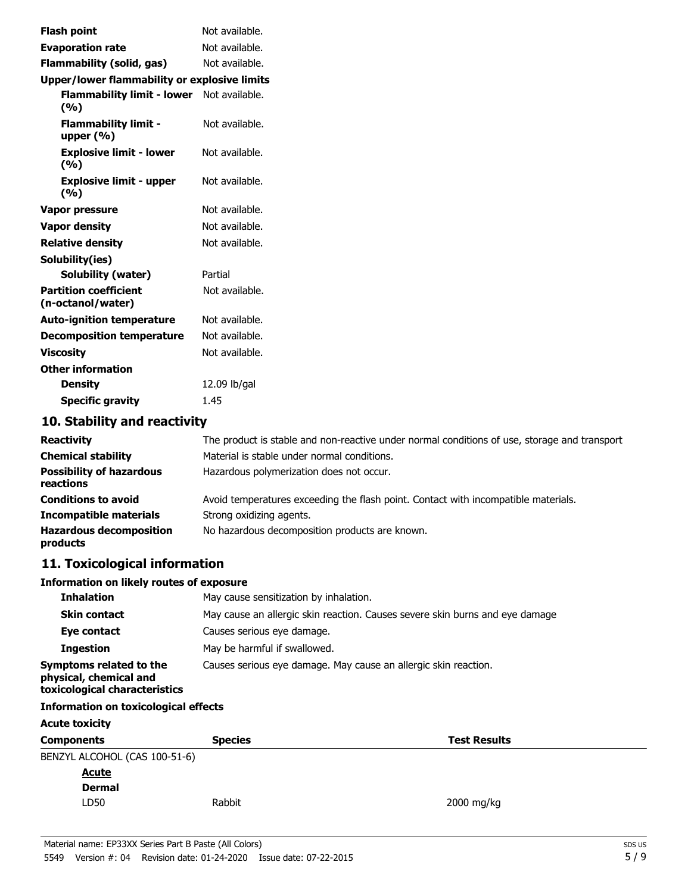| | |
|---|---|
| **Flash point** | Not available. |
| **Evaporation rate** | Not available. |
| **Flammability (solid, gas)** | Not available. |
| **Upper/lower flammability or explosive limits** | |
| **Flammability limit - lower (%)** | Not available. |
| **Flammability limit - upper (%)** | Not available. |
| **Explosive limit - lower (%)** | Not available. |
| **Explosive limit - upper (%)** | Not available. |
| **Vapor pressure** | Not available. |
| **Vapor density** | Not available. |
| **Relative density** | Not available. |
| **Solubility(ies)** | |
| **Solubility (water)** | Partial |
| **Partition coefficient (n-octanol/water)** | Not available. |
| **Auto-ignition temperature** | Not available. |
| **Decomposition temperature** | Not available. |
| **Viscosity** | Not available. |
| **Other information** | |
| **Density** | 12.09 lb/gal |
| **Specific gravity** | 1.45 |

## 10. Stability and reactivity

| | |
|---|---|
| **Reactivity** | The product is stable and non-reactive under normal conditions of use, storage and transport |
| **Chemical stability** | Material is stable under normal conditions. |
| **Possibility of hazardous reactions** | Hazardous polymerization does not occur. |
| **Conditions to avoid** | Avoid temperatures exceeding the flash point. Contact with incompatible materials. |
| **Incompatible materials** | Strong oxidizing agents. |
| **Hazardous decomposition products** | No hazardous decomposition products are known. |

## 11. Toxicological information

**Information on likely routes of exposure**

| | |
|---|---|
| **Inhalation** | May cause sensitization by inhalation. |
| **Skin contact** | May cause an allergic skin reaction. Causes severe skin burns and eye damage |
| **Eye contact** | Causes serious eye damage. |
| **Ingestion** | May be harmful if swallowed. |
| **Symptoms related to the physical, chemical and toxicological characteristics** | Causes serious eye damage. May cause an allergic skin reaction. |

**Information on toxicological effects**

**Acute toxicity**

| Components | Species | Test Results |
|---|---|---|
| BENZYL ALCOHOL (CAS 100-51-6) | | |
| **Acute** | | |
| **Dermal** | | |
| LD50 | Rabbit | 2000 mg/kg |

Material name: EP33XX Series Part B Paste (All Colors)

5549 Version #: 04 Revision date: 01-24-2020 Issue date: 07-22-2015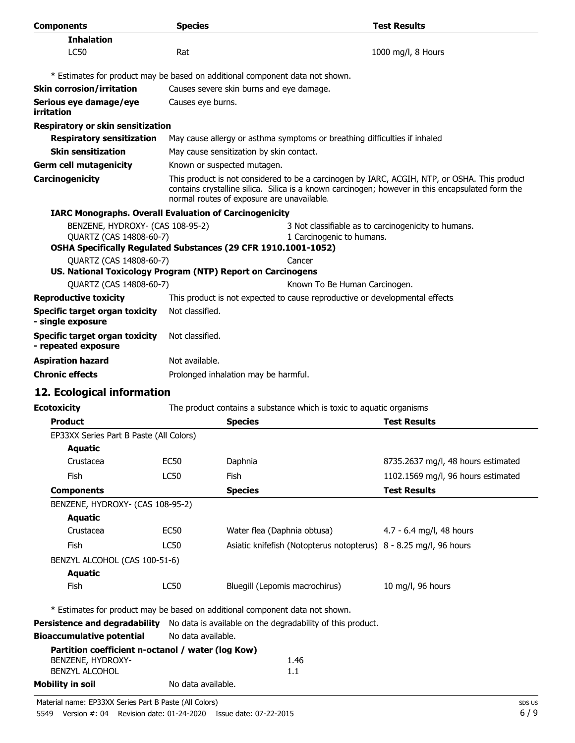| Components | Species | Test Results |
|---|---|---|
| **Inhalation** | | |
| LC50 | Rat | 1000 mg/l, 8 Hours |

* Estimates for product may be based on additional component data not shown.

**Skin corrosion/irritation** Causes severe skin burns and eye damage.

**Serious eye damage/eye irritation** Causes eye burns.

**Respiratory or skin sensitization**

**Respiratory sensitization** May cause allergy or asthma symptoms or breathing difficulties if inhaled

**Skin sensitization** May cause sensitization by skin contact.

**Germ cell mutagenicity** Known or suspected mutagen.

**Carcinogenicity** This product is not considered to be a carcinogen by IARC, ACGIH, NTP, or OSHA. This product contains crystalline silica. Silica is a known carcinogen; however in this encapsulated form the normal routes of exposure are unavailable.

**IARC Monographs. Overall Evaluation of Carcinogenicity**

| | |
|---|---|
| BENZENE, HYDROXY- (CAS 108-95-2) | 3 Not classifiable as to carcinogenicity to humans. |
| QUARTZ (CAS 14808-60-7) | 1 Carcinogenic to humans. |

**OSHA Specifically Regulated Substances (29 CFR 1910.1001-1052)**

| | |
|---|---|
| QUARTZ (CAS 14808-60-7) | Cancer |

**US. National Toxicology Program (NTP) Report on Carcinogens**

| | |
|---|---|
| QUARTZ (CAS 14808-60-7) | Known To Be Human Carcinogen. |

**Reproductive toxicity** This product is not expected to cause reproductive or developmental effects.

**Specific target organ toxicity - single exposure** Not classified.

**Specific target organ toxicity - repeated exposure** Not classified.

**Aspiration hazard** Not available.

**Chronic effects** Prolonged inhalation may be harmful.

## 12. Ecological information

**Ecotoxicity** The product contains a substance which is toxic to aquatic organisms.

| Product | | Species | Test Results |
|---|---|---|---|
| EP33XX Series Part B Paste (All Colors) | | | |
| **Aquatic** | | | |
| Crustacea | EC50 | Daphnia | 8735.2637 mg/l, 48 hours estimated |
| Fish | LC50 | Fish | 1102.1569 mg/l, 96 hours estimated |

| Components | | Species | Test Results |
|---|---|---|---|
| BENZENE, HYDROXY- (CAS 108-95-2) | | | |
| **Aquatic** | | | |
| Crustacea | EC50 | Water flea (Daphnia obtusa) | 4.7 - 6.4 mg/l, 48 hours |
| Fish | LC50 | Asiatic knifefish (Notopterus notopterus) | 8 - 8.25 mg/l, 96 hours |
| BENZYL ALCOHOL (CAS 100-51-6) | | | |
| **Aquatic** | | | |
| Fish | LC50 | Bluegill (Lepomis macrochirus) | 10 mg/l, 96 hours |

* Estimates for product may be based on additional component data not shown.

**Persistence and degradability** No data is available on the degradability of this product.

**Bioaccumulative potential** No data available.

**Partition coefficient n-octanol / water (log Kow)**

| | |
|---|---|
| BENZENE, HYDROXY- | 1.46 |
| BENZYL ALCOHOL | 1.1 |

**Mobility in soil** No data available.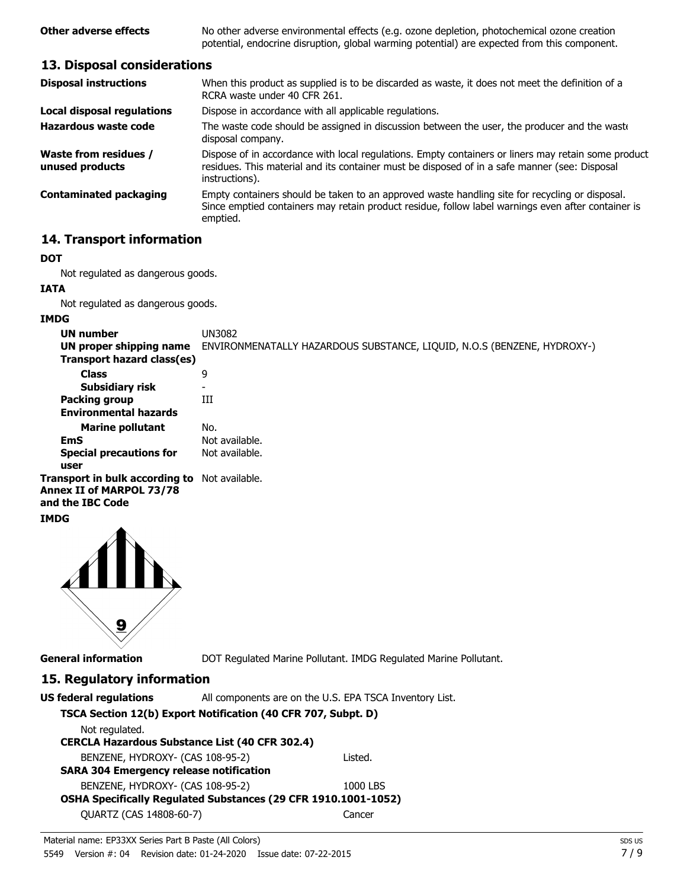**Other adverse effects** No other adverse environmental effects (e.g. ozone depletion, photochemical ozone creation potential, endocrine disruption, global warming potential) are expected from this component.

## 13. Disposal considerations

**Disposal instructions** When this product as supplied is to be discarded as waste, it does not meet the definition of a RCRA waste under 40 CFR 261.

**Local disposal regulations** Dispose in accordance with all applicable regulations.

**Hazardous waste code** The waste code should be assigned in discussion between the user, the producer and the waste disposal company.

**Waste from residues / unused products** Dispose of in accordance with local regulations. Empty containers or liners may retain some product residues. This material and its container must be disposed of in a safe manner (see: Disposal instructions).

**Contaminated packaging** Empty containers should be taken to an approved waste handling site for recycling or disposal. Since emptied containers may retain product residue, follow label warnings even after container is emptied.

## 14. Transport information

**DOT**

Not regulated as dangerous goods.

**IATA**

Not regulated as dangerous goods.

**IMDG**

**UN number** UN3082

**UN proper shipping name** ENVIRONMENATALLY HAZARDOUS SUBSTANCE, LIQUID, N.O.S (BENZENE, HYDROXY-)

**Transport hazard class(es)**

**Class** 9

**Subsidiary risk** -

**Packing group** III

**Environmental hazards**

**Marine pollutant** No.

**EmS** Not available.

**Special precautions for user** Not available.

**Transport in bulk according to Annex II of MARPOL 73/78 and the IBC Code** Not available.

**IMDG**

**General information** DOT Regulated Marine Pollutant. IMDG Regulated Marine Pollutant.

## 15. Regulatory information

**US federal regulations** All components are on the U.S. EPA TSCA Inventory List.

**TSCA Section 12(b) Export Notification (40 CFR 707, Subpt. D)**

Not regulated.

**CERCLA Hazardous Substance List (40 CFR 302.4)**

BENZENE, HYDROXY- (CAS 108-95-2) Listed.

**SARA 304 Emergency release notification**

BENZENE, HYDROXY- (CAS 108-95-2) 1000 LBS

**OSHA Specifically Regulated Substances (29 CFR 1910.1001-1052)**

QUARTZ (CAS 14808-60-7) Cancer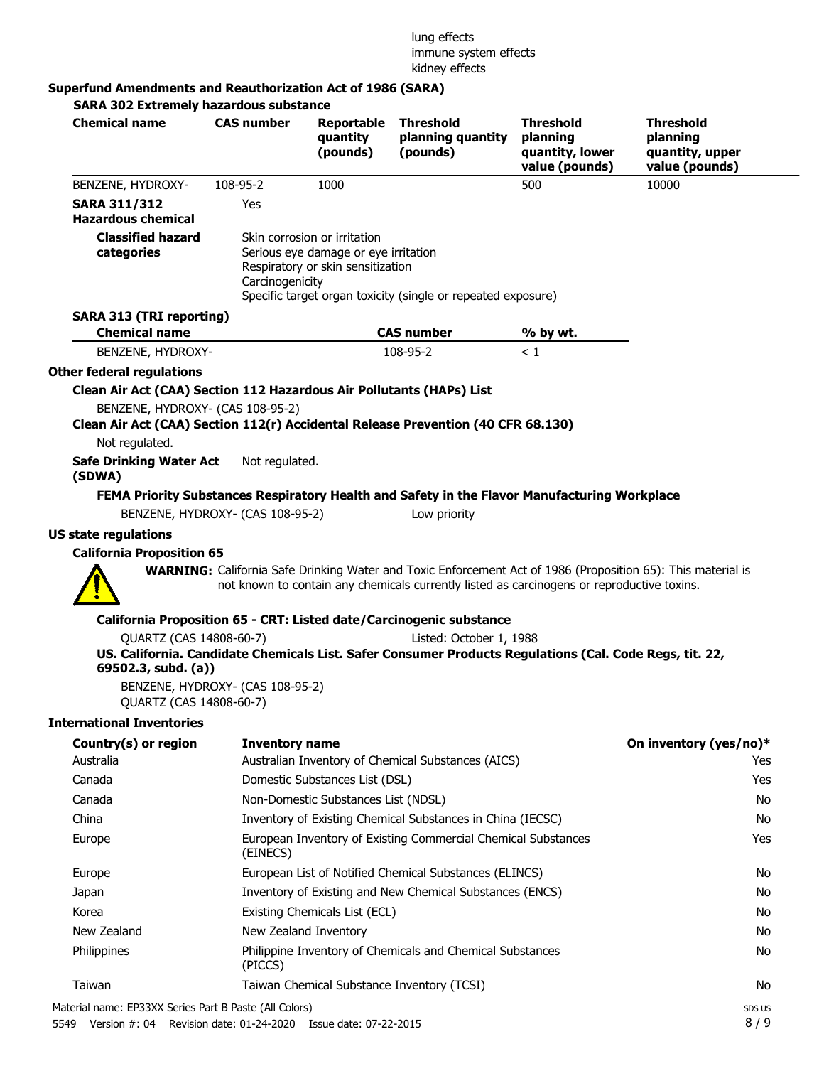lung effects
immune system effects
kidney effects

**Superfund Amendments and Reauthorization Act of 1986 (SARA)**

**SARA 302 Extremely hazardous substance**

| Chemical name | CAS number | Reportable quantity (pounds) | Threshold planning quantity (pounds) | Threshold planning quantity, lower value (pounds) | Threshold planning quantity, upper value (pounds) |
|---|---|---|---|---|---|
| BENZENE, HYDROXY- | 108-95-2 | 1000 | | 500 | 10000 |

**SARA 311/312 Hazardous chemical** Yes

**Classified hazard categories**
Skin corrosion or irritation
Serious eye damage or eye irritation
Respiratory or skin sensitization
Carcinogenicity
Specific target organ toxicity (single or repeated exposure)

**SARA 313 (TRI reporting)**

| Chemical name | CAS number | % by wt. |
|---|---|---|
| BENZENE, HYDROXY- | 108-95-2 | < 1 |

**Other federal regulations**

**Clean Air Act (CAA) Section 112 Hazardous Air Pollutants (HAPs) List**

BENZENE, HYDROXY- (CAS 108-95-2)

**Clean Air Act (CAA) Section 112(r) Accidental Release Prevention (40 CFR 68.130)**

Not regulated.

**Safe Drinking Water Act (SDWA)** Not regulated.

**FEMA Priority Substances Respiratory Health and Safety in the Flavor Manufacturing Workplace**

BENZENE, HYDROXY- (CAS 108-95-2) Low priority

**US state regulations**

**California Proposition 65**

**WARNING:** California Safe Drinking Water and Toxic Enforcement Act of 1986 (Proposition 65): This material is not known to contain any chemicals currently listed as carcinogens or reproductive toxins.

**California Proposition 65 - CRT: Listed date/Carcinogenic substance**

QUARTZ (CAS 14808-60-7) Listed: October 1, 1988

**US. California. Candidate Chemicals List. Safer Consumer Products Regulations (Cal. Code Regs, tit. 22, 69502.3, subd. (a))**

BENZENE, HYDROXY- (CAS 108-95-2)
QUARTZ (CAS 14808-60-7)

**International Inventories**

| Country(s) or region | Inventory name | On inventory (yes/no)* |
|---|---|---|
| Australia | Australian Inventory of Chemical Substances (AICS) | Yes |
| Canada | Domestic Substances List (DSL) | Yes |
| Canada | Non-Domestic Substances List (NDSL) | No |
| China | Inventory of Existing Chemical Substances in China (IECSC) | No |
| Europe | European Inventory of Existing Commercial Chemical Substances (EINECS) | Yes |
| Europe | European List of Notified Chemical Substances (ELINCS) | No |
| Japan | Inventory of Existing and New Chemical Substances (ENCS) | No |
| Korea | Existing Chemicals List (ECL) | No |
| New Zealand | New Zealand Inventory | No |
| Philippines | Philippine Inventory of Chemicals and Chemical Substances (PICCS) | No |
| Taiwan | Taiwan Chemical Substance Inventory (TCSI) | No |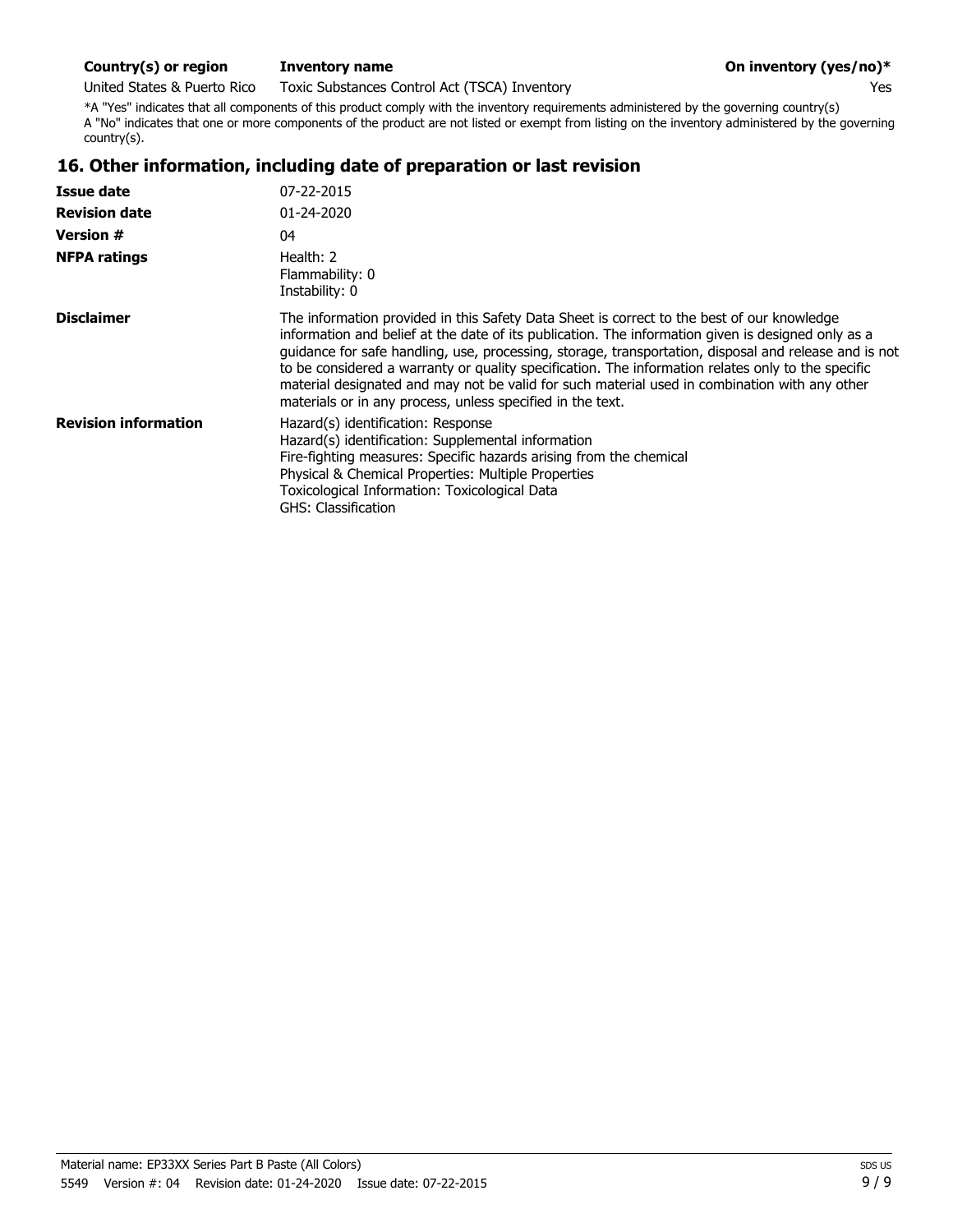| Country(s) or region | Inventory name | On inventory (yes/no)* |
|---|---|---|
| United States & Puerto Rico | Toxic Substances Control Act (TSCA) Inventory | Yes |

*A "Yes" indicates that all components of this product comply with the inventory requirements administered by the governing country(s)
A "No" indicates that one or more components of the product are not listed or exempt from listing on the inventory administered by the governing country(s).

## 16. Other information, including date of preparation or last revision

**Issue date** 07-22-2015

**Revision date** 01-24-2020

**Version #** 04

**NFPA ratings**
Health: 2
Flammability: 0
Instability: 0

**Disclaimer**
The information provided in this Safety Data Sheet is correct to the best of our knowledge information and belief at the date of its publication. The information given is designed only as a guidance for safe handling, use, processing, storage, transportation, disposal and release and is not to be considered a warranty or quality specification. The information relates only to the specific material designated and may not be valid for such material used in combination with any other materials or in any process, unless specified in the text.

**Revision information**
Hazard(s) identification: Response
Hazard(s) identification: Supplemental information
Fire-fighting measures: Specific hazards arising from the chemical
Physical & Chemical Properties: Multiple Properties
Toxicological Information: Toxicological Data
GHS: Classification